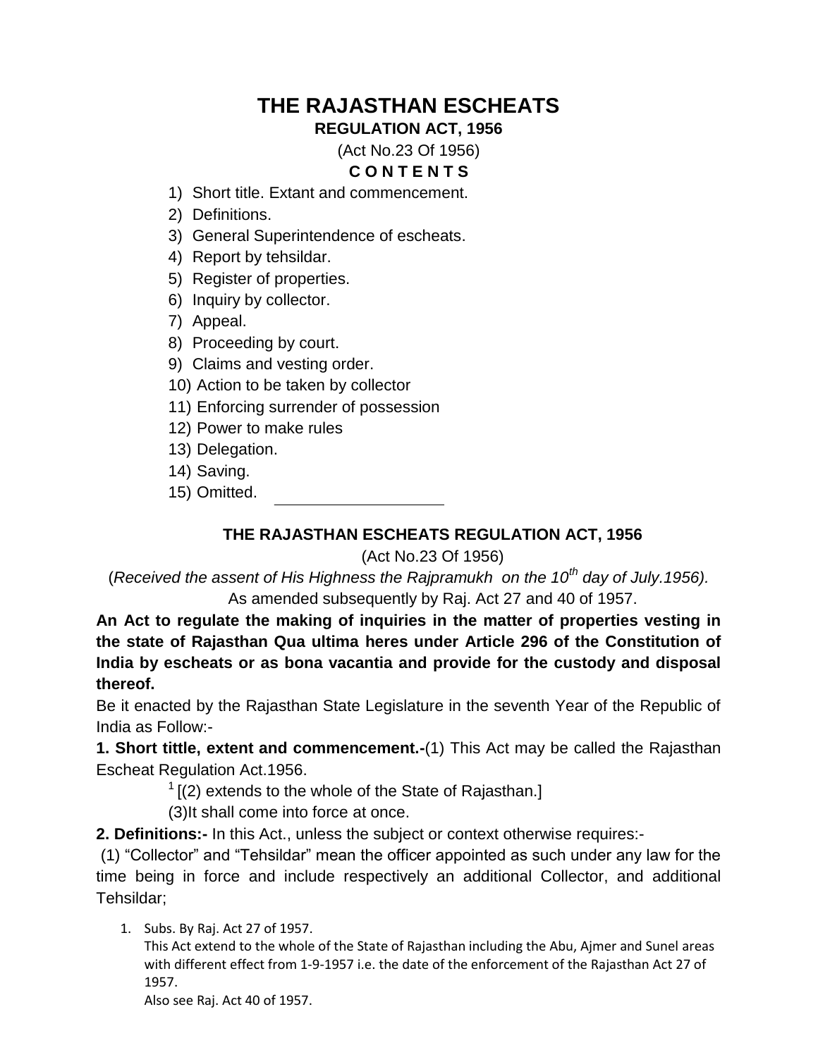# THE RAJASTHAN ESCHEATS

### REGULATION ACT, 1956

(Act No.23 Of 1956)

**C O N T E N T S**

1) Short title. Extant and commencement.
2) Definitions.
3) General Superintendence of escheats.
4) Report by tehsildar.
5) Register of properties.
6) Inquiry by collector.
7) Appeal.
8) Proceeding by court.
9) Claims and vesting order.
10) Action to be taken by collector
11) Enforcing surrender of possession
12) Power to make rules
13) Delegation.
14) Saving.
15) Omitted.

---

## THE RAJASTHAN ESCHEATS REGULATION ACT, 1956

(Act No.23 Of 1956)

(*Received the assent of His Highness the Rajpramukh on the 10th day of July.1956).*

As amended subsequently by Raj. Act 27 and 40 of 1957.

**An Act to regulate the making of inquiries in the matter of properties vesting in the state of Rajasthan Qua ultima heres under Article 296 of the Constitution of India by escheats or as bona vacantia and provide for the custody and disposal thereof.**

Be it enacted by the Rajasthan State Legislature in the seventh Year of the Republic of India as Follow:-

**1. Short tittle, extent and commencement.-**(1) This Act may be called the Rajasthan Escheat Regulation Act.1956.

[1] [(2) extends to the whole of the State of Rajasthan.]

(3)It shall come into force at once.

**2. Definitions:-** In this Act., unless the subject or context otherwise requires:-

(1) "Collector" and "Tehsildar" mean the officer appointed as such under any law for the time being in force and include respectively an additional Collector, and additional Tehsildar;

1. Subs. By Raj. Act 27 of 1957.
   This Act extend to the whole of the State of Rajasthan including the Abu, Ajmer and Sunel areas with different effect from 1-9-1957 i.e. the date of the enforcement of the Rajasthan Act 27 of 1957.
   Also see Raj. Act 40 of 1957.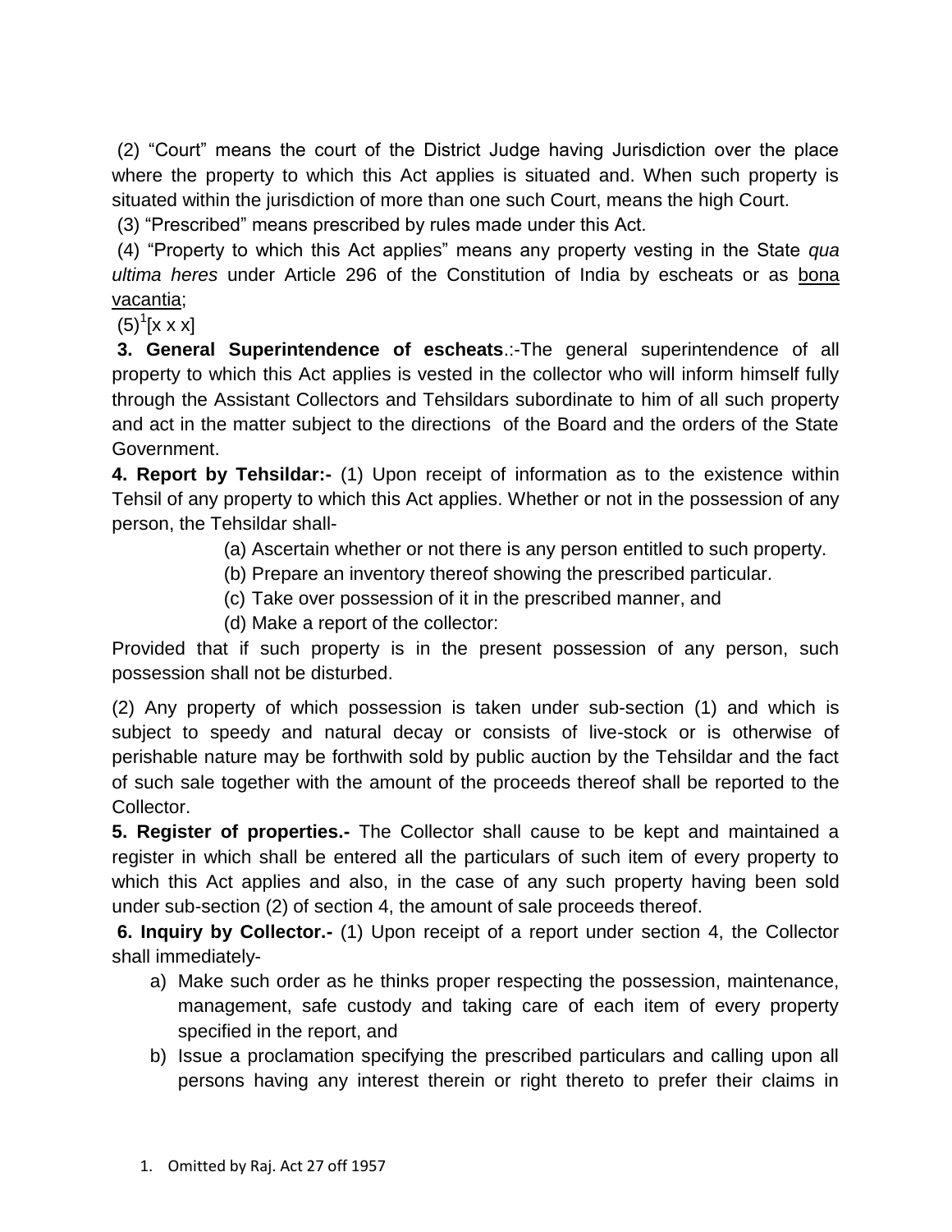(2) "Court" means the court of the District Judge having Jurisdiction over the place where the property to which this Act applies is situated and. When such property is situated within the jurisdiction of more than one such Court, means the high Court.

(3) "Prescribed" means prescribed by rules made under this Act.

(4) "Property to which this Act applies" means any property vesting in the State *qua ultima heres* under Article 296 of the Constitution of India by escheats or as bona vacantia;

(5)[1][x x x]

**3. General Superintendence of escheats**.:-The general superintendence of all property to which this Act applies is vested in the collector who will inform himself fully through the Assistant Collectors and Tehsildars subordinate to him of all such property and act in the matter subject to the directions of the Board and the orders of the State Government.

**4. Report by Tehsildar:-** (1) Upon receipt of information as to the existence within Tehsil of any property to which this Act applies. Whether or not in the possession of any person, the Tehsildar shall-

(a) Ascertain whether or not there is any person entitled to such property.

(b) Prepare an inventory thereof showing the prescribed particular.

(c) Take over possession of it in the prescribed manner, and

(d) Make a report of the collector:

Provided that if such property is in the present possession of any person, such possession shall not be disturbed.

(2) Any property of which possession is taken under sub-section (1) and which is subject to speedy and natural decay or consists of live-stock or is otherwise of perishable nature may be forthwith sold by public auction by the Tehsildar and the fact of such sale together with the amount of the proceeds thereof shall be reported to the Collector.

**5. Register of properties.-** The Collector shall cause to be kept and maintained a register in which shall be entered all the particulars of such item of every property to which this Act applies and also, in the case of any such property having been sold under sub-section (2) of section 4, the amount of sale proceeds thereof.

**6. Inquiry by Collector.-** (1) Upon receipt of a report under section 4, the Collector shall immediately-

a) Make such order as he thinks proper respecting the possession, maintenance, management, safe custody and taking care of each item of every property specified in the report, and

b) Issue a proclamation specifying the prescribed particulars and calling upon all persons having any interest therein or right thereto to prefer their claims in

1. Omitted by Raj. Act 27 off 1957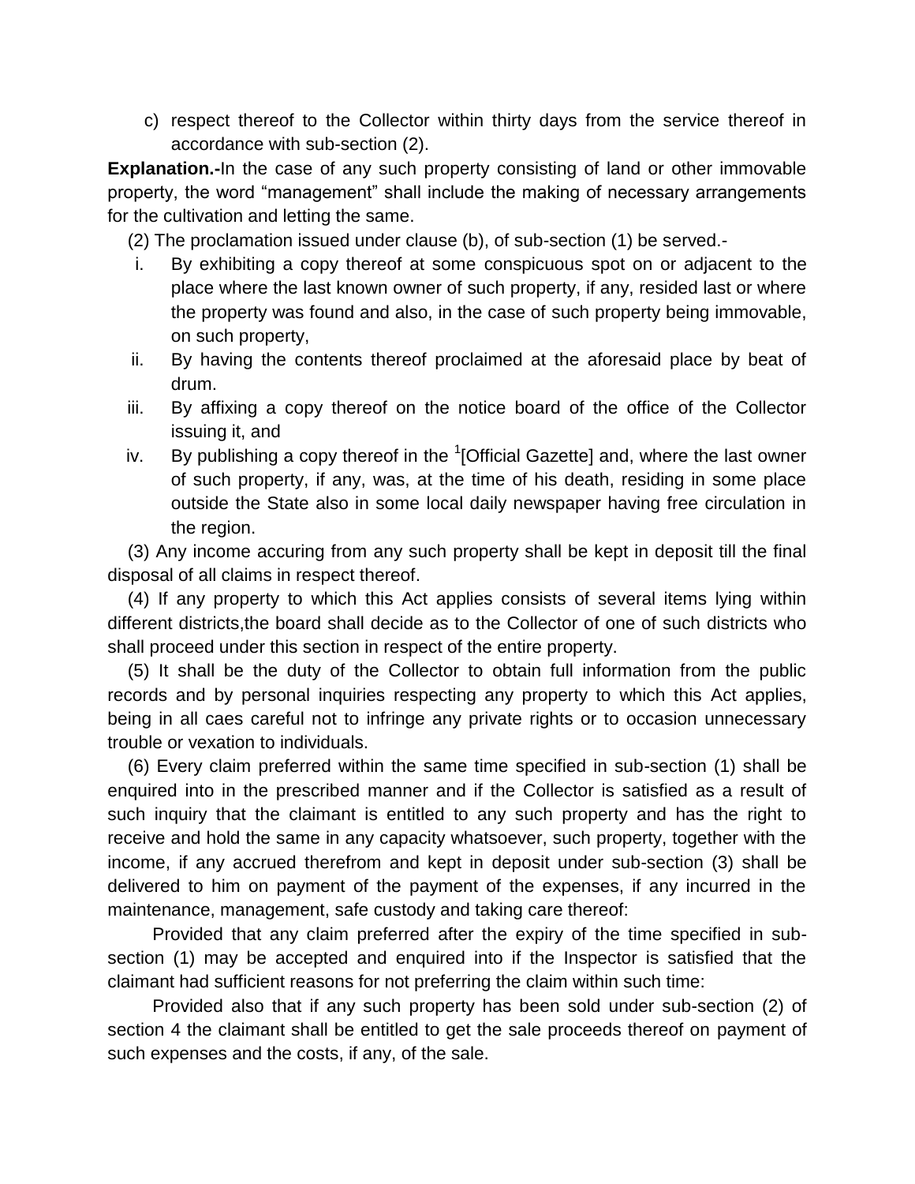c) respect thereof to the Collector within thirty days from the service thereof in accordance with sub-section (2).

**Explanation.-**In the case of any such property consisting of land or other immovable property, the word “management” shall include the making of necessary arrangements for the cultivation and letting the same.

(2) The proclamation issued under clause (b), of sub-section (1) be served.-

i. By exhibiting a copy thereof at some conspicuous spot on or adjacent to the place where the last known owner of such property, if any, resided last or where the property was found and also, in the case of such property being immovable, on such property,
ii. By having the contents thereof proclaimed at the aforesaid place by beat of drum.
iii. By affixing a copy thereof on the notice board of the office of the Collector issuing it, and
iv. By publishing a copy thereof in the [1][Official Gazette] and, where the last owner of such property, if any, was, at the time of his death, residing in some place outside the State also in some local daily newspaper having free circulation in the region.

(3) Any income accuring from any such property shall be kept in deposit till the final disposal of all claims in respect thereof.

(4) If any property to which this Act applies consists of several items lying within different districts,the board shall decide as to the Collector of one of such districts who shall proceed under this section in respect of the entire property.

(5) It shall be the duty of the Collector to obtain full information from the public records and by personal inquiries respecting any property to which this Act applies, being in all caes careful not to infringe any private rights or to occasion unnecessary trouble or vexation to individuals.

(6) Every claim preferred within the same time specified in sub-section (1) shall be enquired into in the prescribed manner and if the Collector is satisfied as a result of such inquiry that the claimant is entitled to any such property and has the right to receive and hold the same in any capacity whatsoever, such property, together with the income, if any accrued therefrom and kept in deposit under sub-section (3) shall be delivered to him on payment of the payment of the expenses, if any incurred in the maintenance, management, safe custody and taking care thereof:

Provided that any claim preferred after the expiry of the time specified in sub-section (1) may be accepted and enquired into if the Inspector is satisfied that the claimant had sufficient reasons for not preferring the claim within such time:

Provided also that if any such property has been sold under sub-section (2) of section 4 the claimant shall be entitled to get the sale proceeds thereof on payment of such expenses and the costs, if any, of the sale.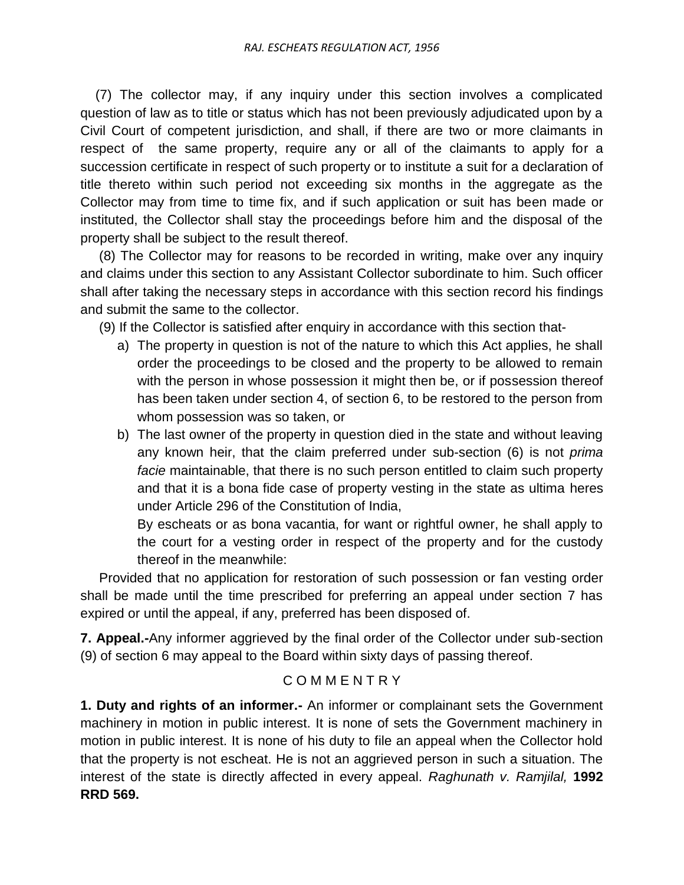(7) The collector may, if any inquiry under this section involves a complicated question of law as to title or status which has not been previously adjudicated upon by a Civil Court of competent jurisdiction, and shall, if there are two or more claimants in respect of the same property, require any or all of the claimants to apply for a succession certificate in respect of such property or to institute a suit for a declaration of title thereto within such period not exceeding six months in the aggregate as the Collector may from time to time fix, and if such application or suit has been made or instituted, the Collector shall stay the proceedings before him and the disposal of the property shall be subject to the result thereof.

(8) The Collector may for reasons to be recorded in writing, make over any inquiry and claims under this section to any Assistant Collector subordinate to him. Such officer shall after taking the necessary steps in accordance with this section record his findings and submit the same to the collector.

(9) If the Collector is satisfied after enquiry in accordance with this section that-

a) The property in question is not of the nature to which this Act applies, he shall order the proceedings to be closed and the property to be allowed to remain with the person in whose possession it might then be, or if possession thereof has been taken under section 4, of section 6, to be restored to the person from whom possession was so taken, or

b) The last owner of the property in question died in the state and without leaving any known heir, that the claim preferred under sub-section (6) is not *prima facie* maintainable, that there is no such person entitled to claim such property and that it is a bona fide case of property vesting in the state as ultima heres under Article 296 of the Constitution of India,

By escheats or as bona vacantia, for want or rightful owner, he shall apply to the court for a vesting order in respect of the property and for the custody thereof in the meanwhile:

Provided that no application for restoration of such possession or fan vesting order shall be made until the time prescribed for preferring an appeal under section 7 has expired or until the appeal, if any, preferred has been disposed of.

**7. Appeal.-**Any informer aggrieved by the final order of the Collector under sub-section (9) of section 6 may appeal to the Board within sixty days of passing thereof.

## C O M M E N T R Y

**1. Duty and rights of an informer.-** An informer or complainant sets the Government machinery in motion in public interest. It is none of sets the Government machinery in motion in public interest. It is none of his duty to file an appeal when the Collector hold that the property is not escheat. He is not an aggrieved person in such a situation. The interest of the state is directly affected in every appeal. *Raghunath v. Ramjilal,* **1992 RRD 569.**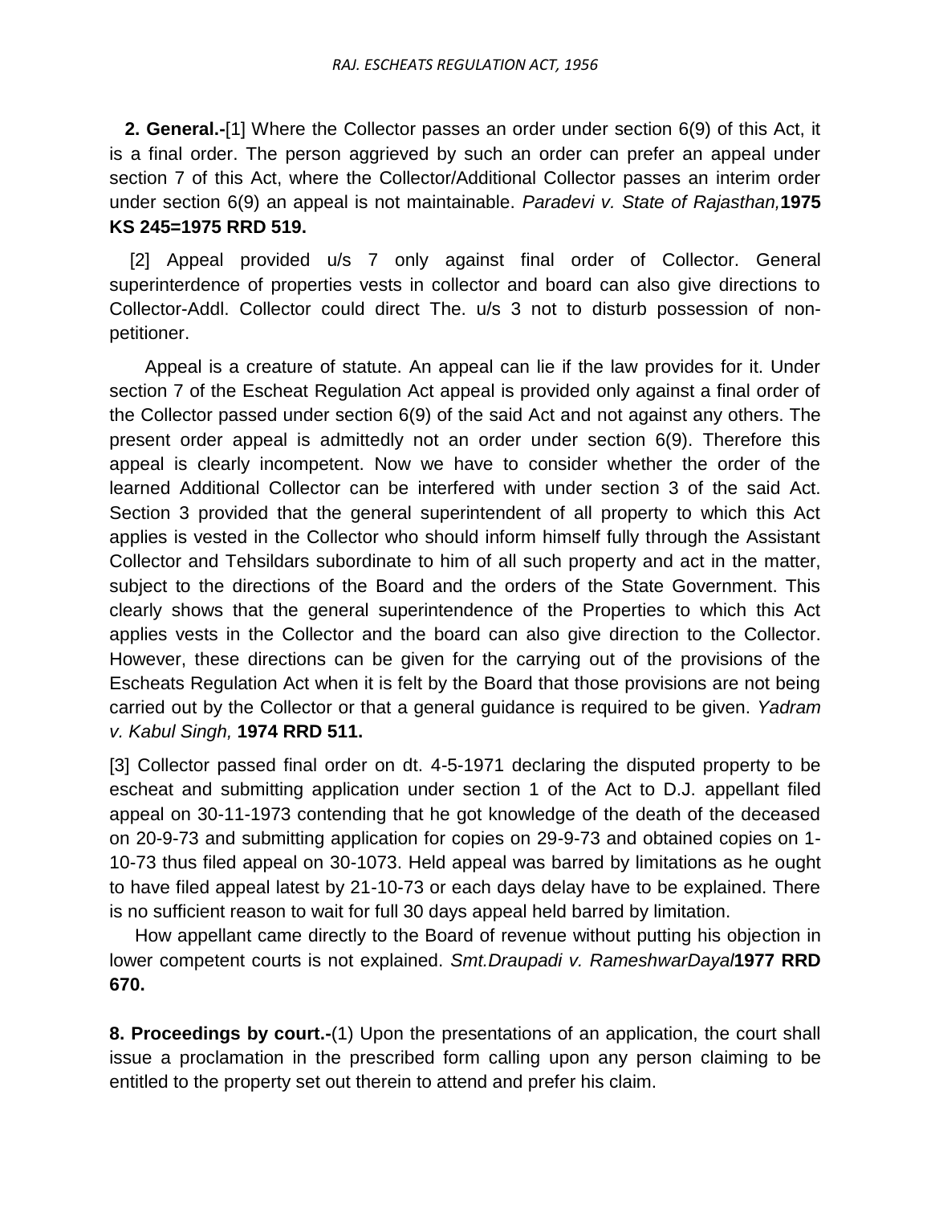**2. General.-**[1] Where the Collector passes an order under section 6(9) of this Act, it is a final order. The person aggrieved by such an order can prefer an appeal under section 7 of this Act, where the Collector/Additional Collector passes an interim order under section 6(9) an appeal is not maintainable. *Paradevi v. State of Rajasthan,* **1975 KS 245=1975 RRD 519.**

[2] Appeal provided u/s 7 only against final order of Collector. General superinterdence of properties vests in collector and board can also give directions to Collector-Addl. Collector could direct The. u/s 3 not to disturb possession of non-petitioner.

Appeal is a creature of statute. An appeal can lie if the law provides for it. Under section 7 of the Escheat Regulation Act appeal is provided only against a final order of the Collector passed under section 6(9) of the said Act and not against any others. The present order appeal is admittedly not an order under section 6(9). Therefore this appeal is clearly incompetent. Now we have to consider whether the order of the learned Additional Collector can be interfered with under section 3 of the said Act. Section 3 provided that the general superintendent of all property to which this Act applies is vested in the Collector who should inform himself fully through the Assistant Collector and Tehsildars subordinate to him of all such property and act in the matter, subject to the directions of the Board and the orders of the State Government. This clearly shows that the general superintendence of the Properties to which this Act applies vests in the Collector and the board can also give direction to the Collector. However, these directions can be given for the carrying out of the provisions of the Escheats Regulation Act when it is felt by the Board that those provisions are not being carried out by the Collector or that a general guidance is required to be given. *Yadram v. Kabul Singh,* **1974 RRD 511.**

[3] Collector passed final order on dt. 4-5-1971 declaring the disputed property to be escheat and submitting application under section 1 of the Act to D.J. appellant filed appeal on 30-11-1973 contending that he got knowledge of the death of the deceased on 20-9-73 and submitting application for copies on 29-9-73 and obtained copies on 1-10-73 thus filed appeal on 30-1073. Held appeal was barred by limitations as he ought to have filed appeal latest by 21-10-73 or each days delay have to be explained. There is no sufficient reason to wait for full 30 days appeal held barred by limitation.

How appellant came directly to the Board of revenue without putting his objection in lower competent courts is not explained. *Smt.Draupadi v. RameshwarDayal***1977 RRD 670.**

**8. Proceedings by court.-**(1) Upon the presentations of an application, the court shall issue a proclamation in the prescribed form calling upon any person claiming to be entitled to the property set out therein to attend and prefer his claim.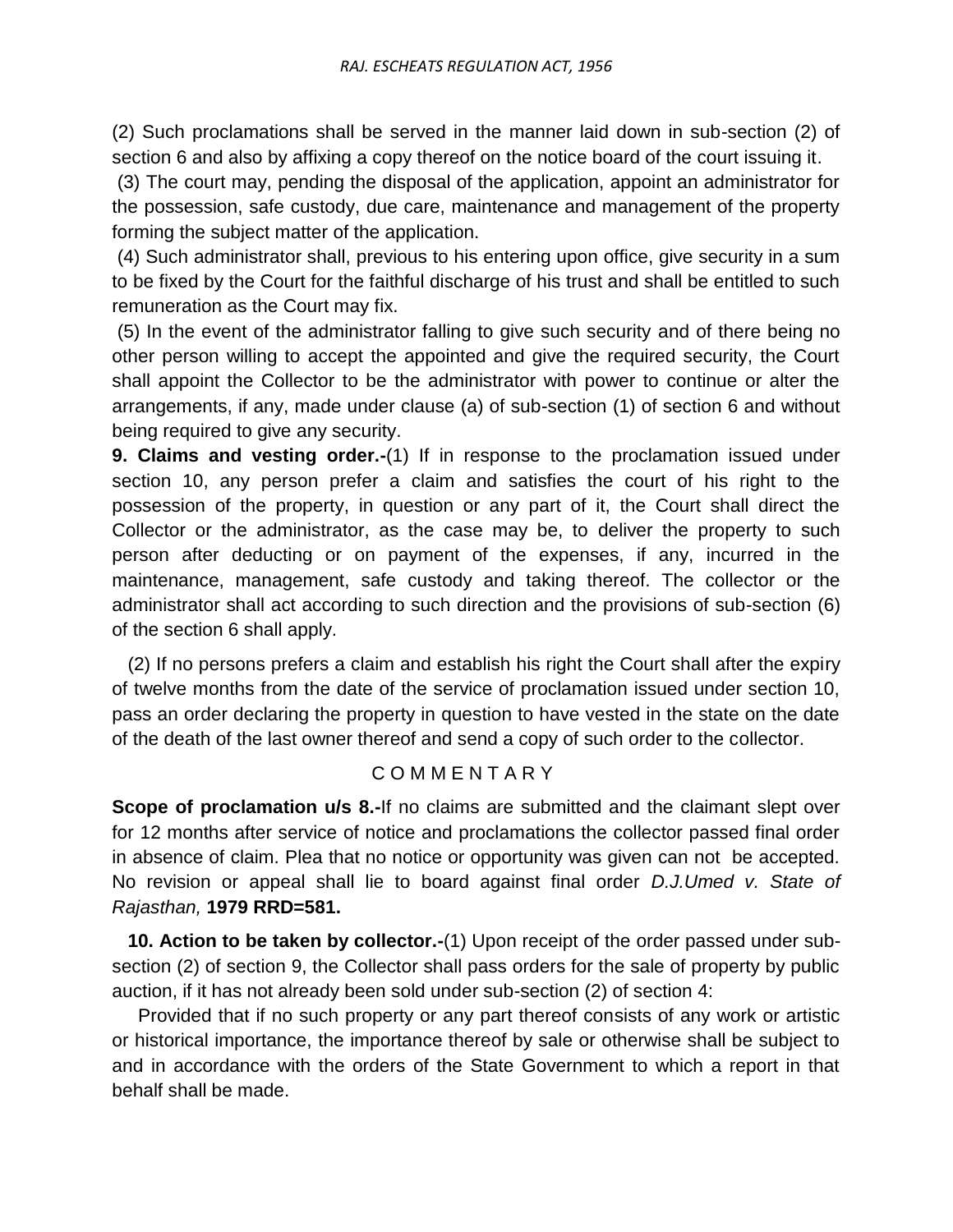(2) Such proclamations shall be served in the manner laid down in sub-section (2) of section 6 and also by affixing a copy thereof on the notice board of the court issuing it.

(3) The court may, pending the disposal of the application, appoint an administrator for the possession, safe custody, due care, maintenance and management of the property forming the subject matter of the application.

(4) Such administrator shall, previous to his entering upon office, give security in a sum to be fixed by the Court for the faithful discharge of his trust and shall be entitled to such remuneration as the Court may fix.

(5) In the event of the administrator falling to give such security and of there being no other person willing to accept the appointed and give the required security, the Court shall appoint the Collector to be the administrator with power to continue or alter the arrangements, if any, made under clause (a) of sub-section (1) of section 6 and without being required to give any security.

**9. Claims and vesting order.-**(1) If in response to the proclamation issued under section 10, any person prefer a claim and satisfies the court of his right to the possession of the property, in question or any part of it, the Court shall direct the Collector or the administrator, as the case may be, to deliver the property to such person after deducting or on payment of the expenses, if any, incurred in the maintenance, management, safe custody and taking thereof. The collector or the administrator shall act according to such direction and the provisions of sub-section (6) of the section 6 shall apply.

(2) If no persons prefers a claim and establish his right the Court shall after the expiry of twelve months from the date of the service of proclamation issued under section 10, pass an order declaring the property in question to have vested in the state on the date of the death of the last owner thereof and send a copy of such order to the collector.

C O M M E N T A R Y

**Scope of proclamation u/s 8.-**If no claims are submitted and the claimant slept over for 12 months after service of notice and proclamations the collector passed final order in absence of claim. Plea that no notice or opportunity was given can not be accepted. No revision or appeal shall lie to board against final order *D.J.Umed v. State of Rajasthan,* **1979 RRD=581.**

**10. Action to be taken by collector.-**(1) Upon receipt of the order passed under sub-section (2) of section 9, the Collector shall pass orders for the sale of property by public auction, if it has not already been sold under sub-section (2) of section 4:

Provided that if no such property or any part thereof consists of any work or artistic or historical importance, the importance thereof by sale or otherwise shall be subject to and in accordance with the orders of the State Government to which a report in that behalf shall be made.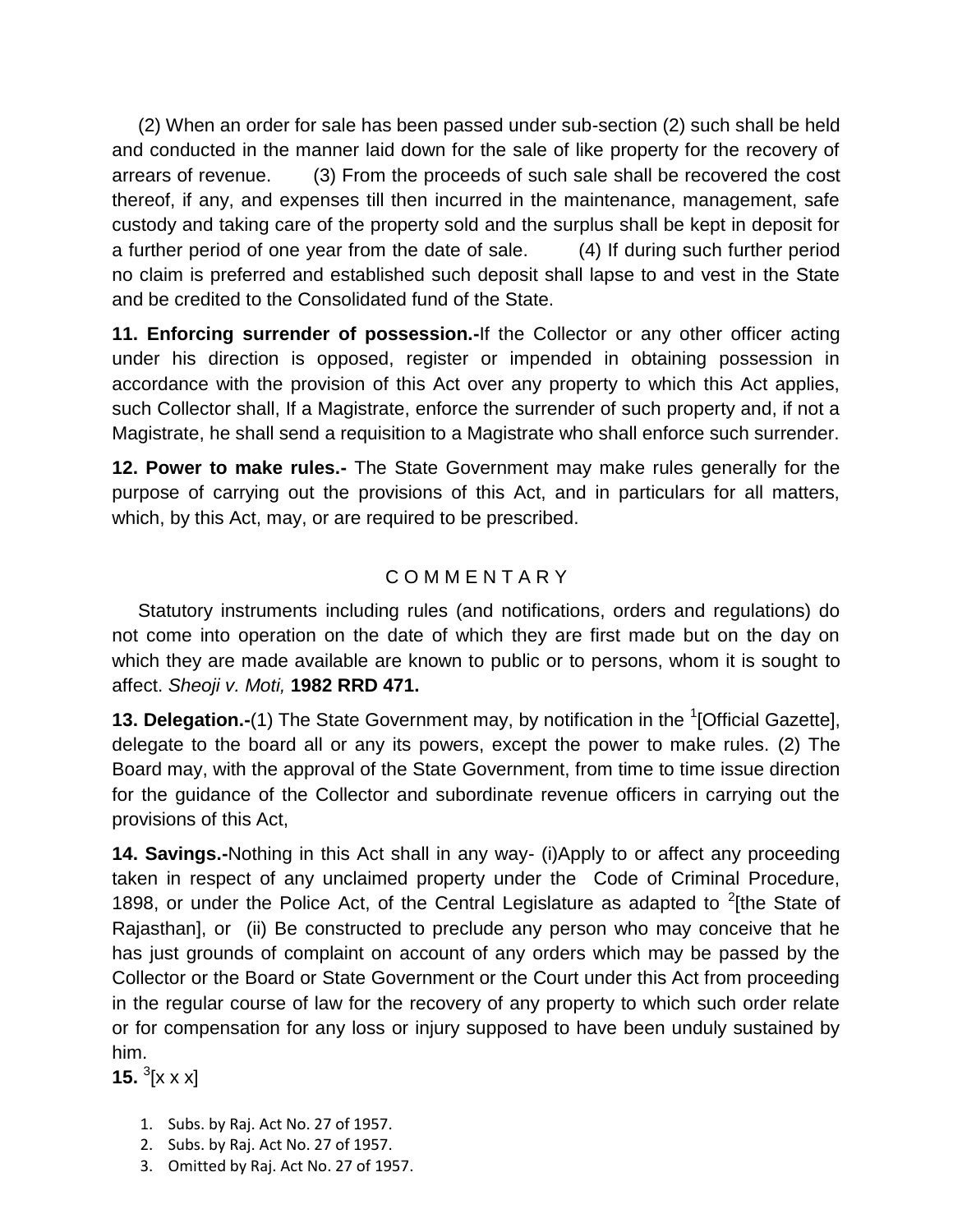(2) When an order for sale has been passed under sub-section (2) such shall be held and conducted in the manner laid down for the sale of like property for the recovery of arrears of revenue. (3) From the proceeds of such sale shall be recovered the cost thereof, if any, and expenses till then incurred in the maintenance, management, safe custody and taking care of the property sold and the surplus shall be kept in deposit for a further period of one year from the date of sale. (4) If during such further period no claim is preferred and established such deposit shall lapse to and vest in the State and be credited to the Consolidated fund of the State.

**11. Enforcing surrender of possession.-**If the Collector or any other officer acting under his direction is opposed, register or impended in obtaining possession in accordance with the provision of this Act over any property to which this Act applies, such Collector shall, If a Magistrate, enforce the surrender of such property and, if not a Magistrate, he shall send a requisition to a Magistrate who shall enforce such surrender.

**12. Power to make rules.-** The State Government may make rules generally for the purpose of carrying out the provisions of this Act, and in particulars for all matters, which, by this Act, may, or are required to be prescribed.

C O M M E N T A R Y

Statutory instruments including rules (and notifications, orders and regulations) do not come into operation on the date of which they are first made but on the day on which they are made available are known to public or to persons, whom it is sought to affect. *Sheoji v. Moti,* **1982 RRD 471.**

**13. Delegation.-**(1) The State Government may, by notification in the [1][Official Gazette], delegate to the board all or any its powers, except the power to make rules. (2) The Board may, with the approval of the State Government, from time to time issue direction for the guidance of the Collector and subordinate revenue officers in carrying out the provisions of this Act,

**14. Savings.-**Nothing in this Act shall in any way- (i)Apply to or affect any proceeding taken in respect of any unclaimed property under the Code of Criminal Procedure, 1898, or under the Police Act, of the Central Legislature as adapted to [2][the State of Rajasthan], or (ii) Be constructed to preclude any person who may conceive that he has just grounds of complaint on account of any orders which may be passed by the Collector or the Board or State Government or the Court under this Act from proceeding in the regular course of law for the recovery of any property to which such order relate or for compensation for any loss or injury supposed to have been unduly sustained by him.

**15.** [3][x x x]

1. Subs. by Raj. Act No. 27 of 1957.
2. Subs. by Raj. Act No. 27 of 1957.
3. Omitted by Raj. Act No. 27 of 1957.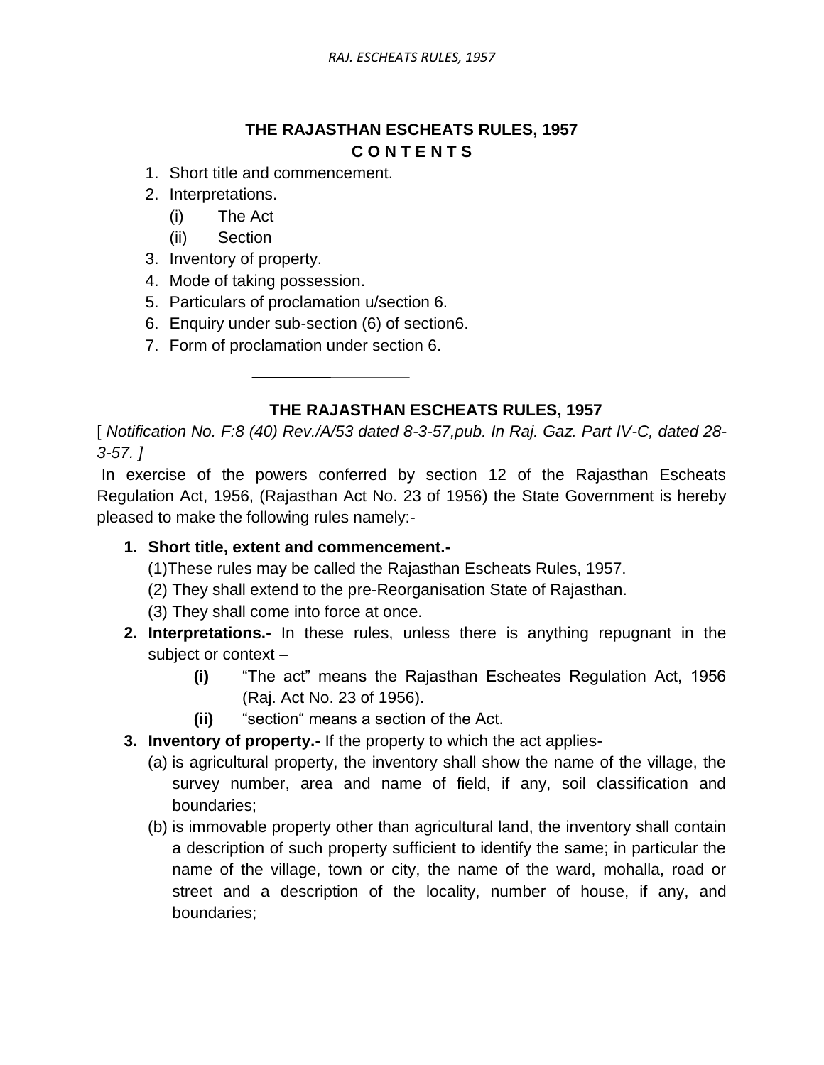## THE RAJASTHAN ESCHEATS RULES, 1957

### C O N T E N T S

1. Short title and commencement.
2. Interpretations.
   - (i) The Act
   - (ii) Section
3. Inventory of property.
4. Mode of taking possession.
5. Particulars of proclamation u/section 6.
6. Enquiry under sub-section (6) of section6.
7. Form of proclamation under section 6.

---

## THE RAJASTHAN ESCHEATS RULES, 1957

[ *Notification No. F:8 (40) Rev./A/53 dated 8-3-57,pub. In Raj. Gaz. Part IV-C, dated 28-3-57. ]*

In exercise of the powers conferred by section 12 of the Rajasthan Escheats Regulation Act, 1956, (Rajasthan Act No. 23 of 1956) the State Government is hereby pleased to make the following rules namely:-

1. **Short title, extent and commencement.-**
   (1)These rules may be called the Rajasthan Escheats Rules, 1957.
   (2) They shall extend to the pre-Reorganisation State of Rajasthan.
   (3) They shall come into force at once.
2. **Interpretations.-** In these rules, unless there is anything repugnant in the subject or context –
   - **(i)** "The act" means the Rajasthan Escheates Regulation Act, 1956 (Raj. Act No. 23 of 1956).
   - **(ii)** "section" means a section of the Act.
3. **Inventory of property.-** If the property to which the act applies-
   (a) is agricultural property, the inventory shall show the name of the village, the survey number, area and name of field, if any, soil classification and boundaries;
   (b) is immovable property other than agricultural land, the inventory shall contain a description of such property sufficient to identify the same; in particular the name of the village, town or city, the name of the ward, mohalla, road or street and a description of the locality, number of house, if any, and boundaries;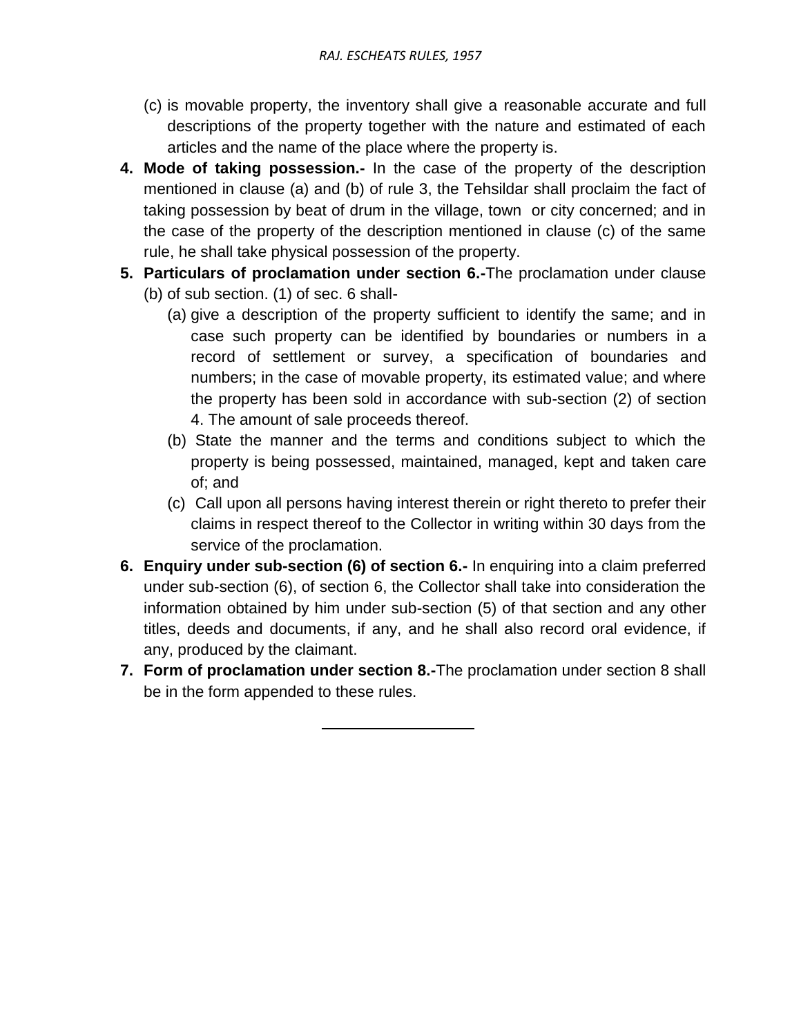(c) is movable property, the inventory shall give a reasonable accurate and full descriptions of the property together with the nature and estimated of each articles and the name of the place where the property is.

4. **Mode of taking possession.-** In the case of the property of the description mentioned in clause (a) and (b) of rule 3, the Tehsildar shall proclaim the fact of taking possession by beat of drum in the village, town or city concerned; and in the case of the property of the description mentioned in clause (c) of the same rule, he shall take physical possession of the property.

5. **Particulars of proclamation under section 6.-**The proclamation under clause (b) of sub section. (1) of sec. 6 shall-
   (a) give a description of the property sufficient to identify the same; and in case such property can be identified by boundaries or numbers in a record of settlement or survey, a specification of boundaries and numbers; in the case of movable property, its estimated value; and where the property has been sold in accordance with sub-section (2) of section 4. The amount of sale proceeds thereof.
   (b) State the manner and the terms and conditions subject to which the property is being possessed, maintained, managed, kept and taken care of; and
   (c) Call upon all persons having interest therein or right thereto to prefer their claims in respect thereof to the Collector in writing within 30 days from the service of the proclamation.

6. **Enquiry under sub-section (6) of section 6.-** In enquiring into a claim preferred under sub-section (6), of section 6, the Collector shall take into consideration the information obtained by him under sub-section (5) of that section and any other titles, deeds and documents, if any, and he shall also record oral evidence, if any, produced by the claimant.

7. **Form of proclamation under section 8.-**The proclamation under section 8 shall be in the form appended to these rules.

---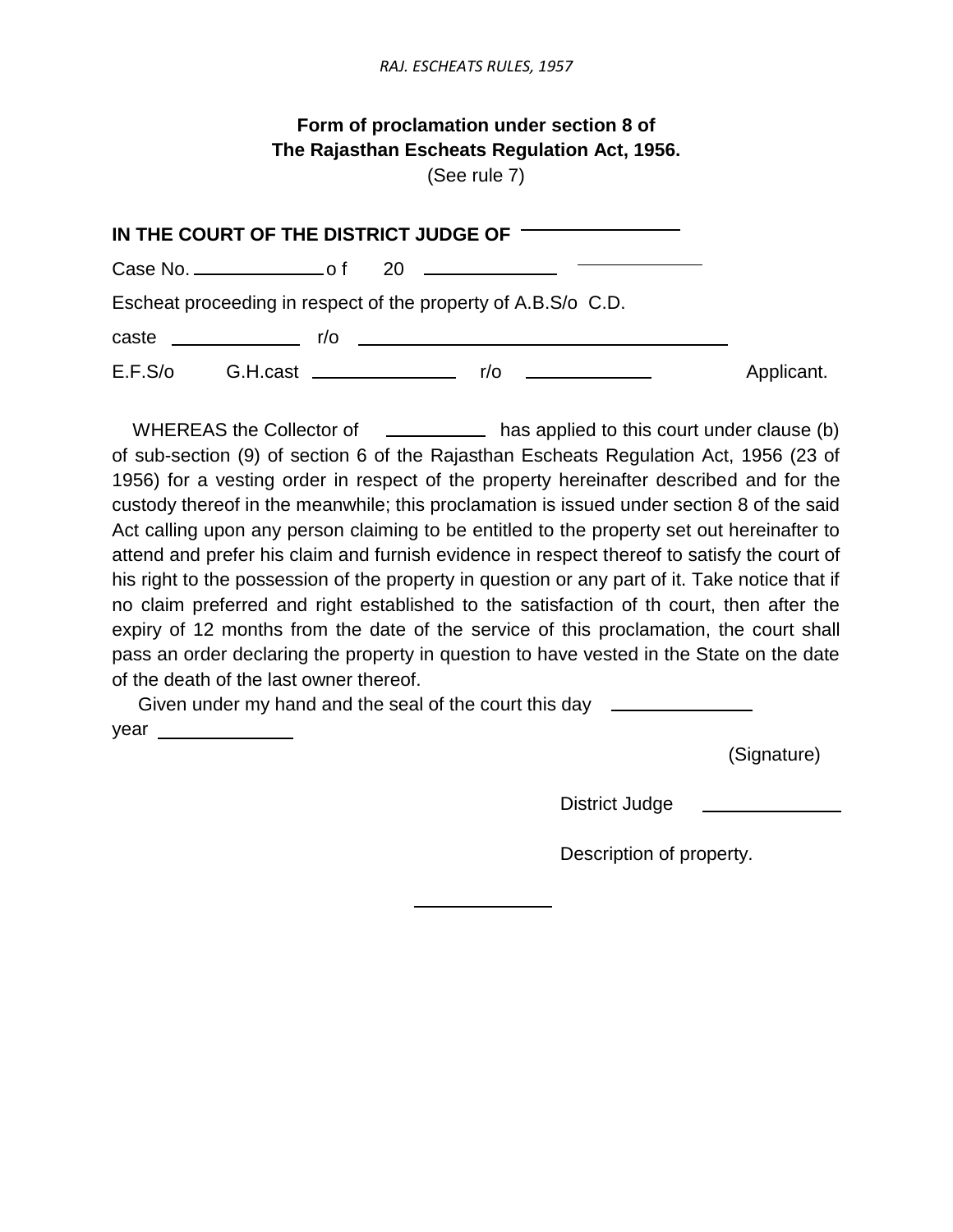**Form of proclamation under section 8 of**
**The Rajasthan Escheats Regulation Act, 1956.**
(See rule 7)

**IN THE COURT OF THE DISTRICT JUDGE OF** ____________

Case No. __________ o f 20 __________ __________

Escheat proceeding in respect of the property of A.B.S/o C.D.

caste __________ r/o ______________________________

E.F.S/o G.H.cast __________ r/o __________ Applicant.

WHEREAS the Collector of ________ has applied to this court under clause (b) of sub-section (9) of section 6 of the Rajasthan Escheats Regulation Act, 1956 (23 of 1956) for a vesting order in respect of the property hereinafter described and for the custody thereof in the meanwhile; this proclamation is issued under section 8 of the said Act calling upon any person claiming to be entitled to the property set out hereinafter to attend and prefer his claim and furnish evidence in respect thereof to satisfy the court of his right to the possession of the property in question or any part of it. Take notice that if no claim preferred and right established to the satisfaction of th court, then after the expiry of 12 months from the date of the service of this proclamation, the court shall pass an order declaring the property in question to have vested in the State on the date of the death of the last owner thereof.

Given under my hand and the seal of the court this day __________ year __________

(Signature)

District Judge __________

Description of property.

__________